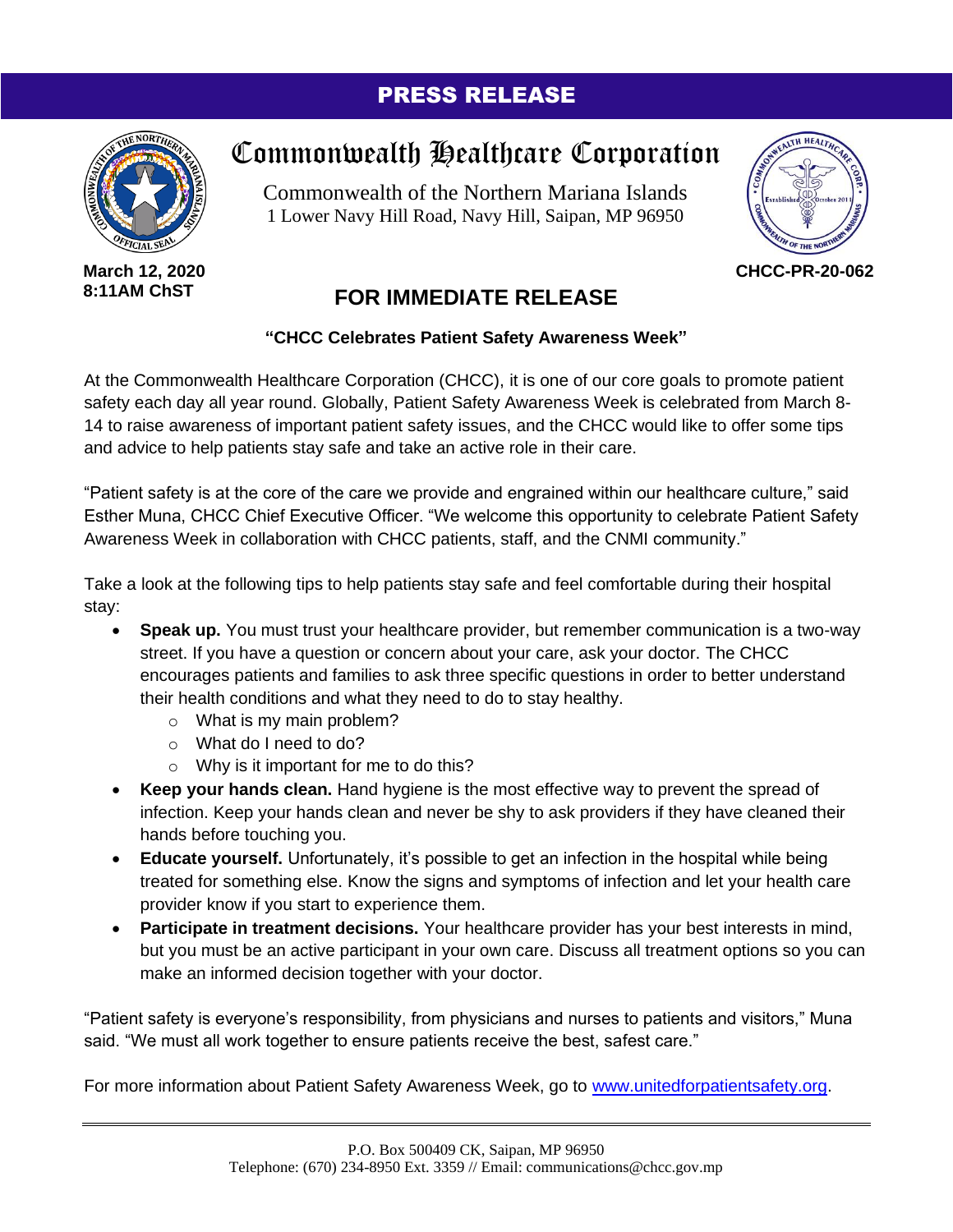# PRESS RELEASE

## Commonwealth Healthcare Corporation

Commonwealth of the Northern Mariana Islands
1 Lower Navy Hill Road, Navy Hill, Saipan, MP 96950

**March 12, 2020**
**8:11AM ChST**

**CHCC-PR-20-062**

## FOR IMMEDIATE RELEASE

**"CHCC Celebrates Patient Safety Awareness Week"**

At the Commonwealth Healthcare Corporation (CHCC), it is one of our core goals to promote patient safety each day all year round. Globally, Patient Safety Awareness Week is celebrated from March 8-14 to raise awareness of important patient safety issues, and the CHCC would like to offer some tips and advice to help patients stay safe and take an active role in their care.

"Patient safety is at the core of the care we provide and engrained within our healthcare culture," said Esther Muna, CHCC Chief Executive Officer. "We welcome this opportunity to celebrate Patient Safety Awareness Week in collaboration with CHCC patients, staff, and the CNMI community."

Take a look at the following tips to help patients stay safe and feel comfortable during their hospital stay:

- **Speak up.** You must trust your healthcare provider, but remember communication is a two-way street. If you have a question or concern about your care, ask your doctor. The CHCC encourages patients and families to ask three specific questions in order to better understand their health conditions and what they need to do to stay healthy.
  - What is my main problem?
  - What do I need to do?
  - Why is it important for me to do this?
- **Keep your hands clean.** Hand hygiene is the most effective way to prevent the spread of infection. Keep your hands clean and never be shy to ask providers if they have cleaned their hands before touching you.
- **Educate yourself.** Unfortunately, it's possible to get an infection in the hospital while being treated for something else. Know the signs and symptoms of infection and let your health care provider know if you start to experience them.
- **Participate in treatment decisions.** Your healthcare provider has your best interests in mind, but you must be an active participant in your own care. Discuss all treatment options so you can make an informed decision together with your doctor.

"Patient safety is everyone's responsibility, from physicians and nurses to patients and visitors," Muna said. "We must all work together to ensure patients receive the best, safest care."

For more information about Patient Safety Awareness Week, go to [www.unitedforpatientsafety.org](http://www.unitedforpatientsafety.org).

---

P.O. Box 500409 CK, Saipan, MP 96950
Telephone: (670) 234-8950 Ext. 3359 // Email: communications@chcc.gov.mp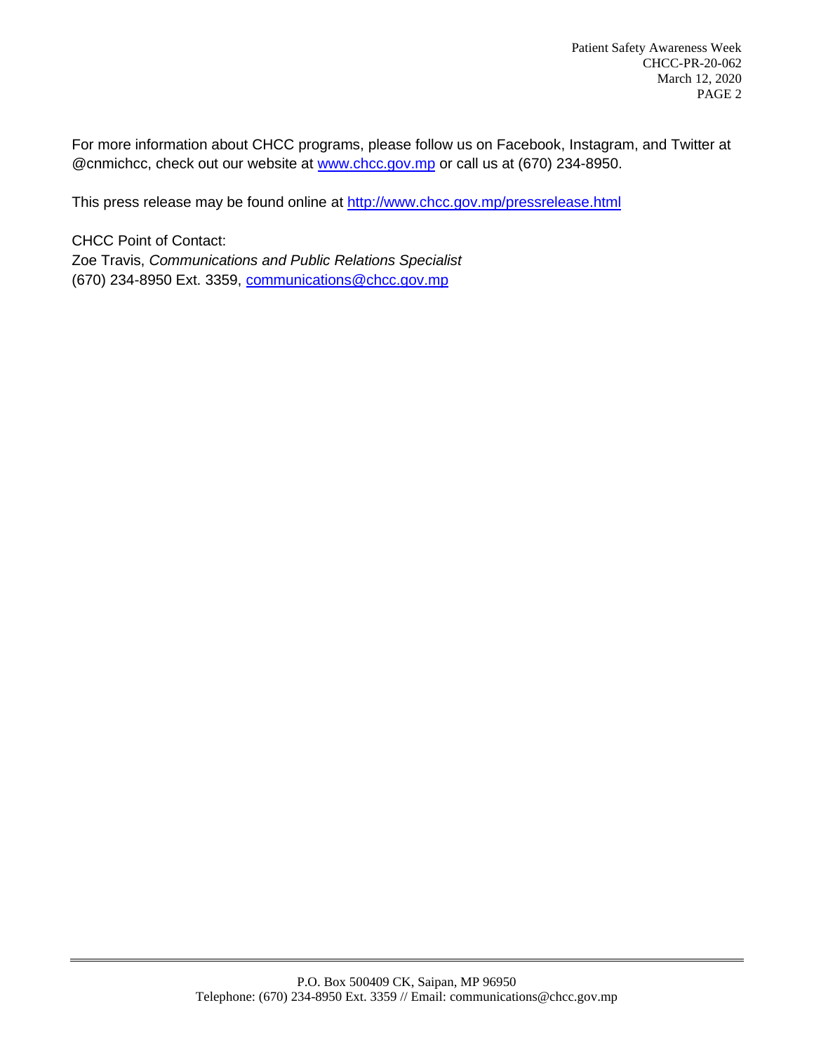For more information about CHCC programs, please follow us on Facebook, Instagram, and Twitter at @cnmichcc, check out our website at www.chcc.gov.mp or call us at (670) 234-8950.

This press release may be found online at http://www.chcc.gov.mp/pressrelease.html

CHCC Point of Contact:
Zoe Travis, *Communications and Public Relations Specialist*
(670) 234-8950 Ext. 3359, communications@chcc.gov.mp